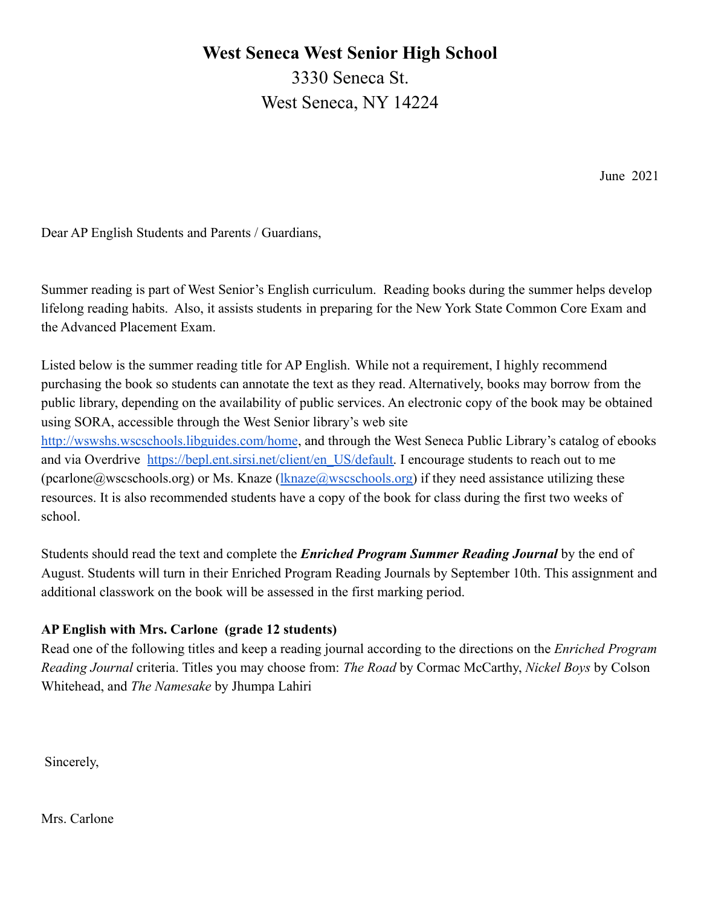**West Seneca West Senior High School**
3330 Seneca St.
West Seneca, NY 14224

June 2021

Dear AP English Students and Parents / Guardians,

Summer reading is part of West Senior's English curriculum. Reading books during the summer helps develop lifelong reading habits. Also, it assists students in preparing for the New York State Common Core Exam and the Advanced Placement Exam.

Listed below is the summer reading title for AP English. While not a requirement, I highly recommend purchasing the book so students can annotate the text as they read. Alternatively, books may borrow from the public library, depending on the availability of public services. An electronic copy of the book may be obtained using SORA, accessible through the West Senior library's web site [http://wswshs.wscschools.libguides.com/home](http://wswshs.wscschools.libguides.com/home), and through the West Seneca Public Library's catalog of ebooks and via Overdrive [https://bepl.ent.sirsi.net/client/en_US/default](https://bepl.ent.sirsi.net/client/en_US/default). I encourage students to reach out to me (pcarlone@wscschools.org) or Ms. Knaze ([lknaze@wscschools.org](mailto:lknaze@wscschools.org)) if they need assistance utilizing these resources. It is also recommended students have a copy of the book for class during the first two weeks of school.

Students should read the text and complete the ***Enriched Program Summer Reading Journal*** by the end of August. Students will turn in their Enriched Program Reading Journals by September 10th. This assignment and additional classwork on the book will be assessed in the first marking period.

**AP English with Mrs. Carlone (grade 12 students)**
Read one of the following titles and keep a reading journal according to the directions on the *Enriched Program Reading Journal* criteria. Titles you may choose from: *The Road* by Cormac McCarthy, *Nickel Boys* by Colson Whitehead, and *The Namesake* by Jhumpa Lahiri

Sincerely,

Mrs. Carlone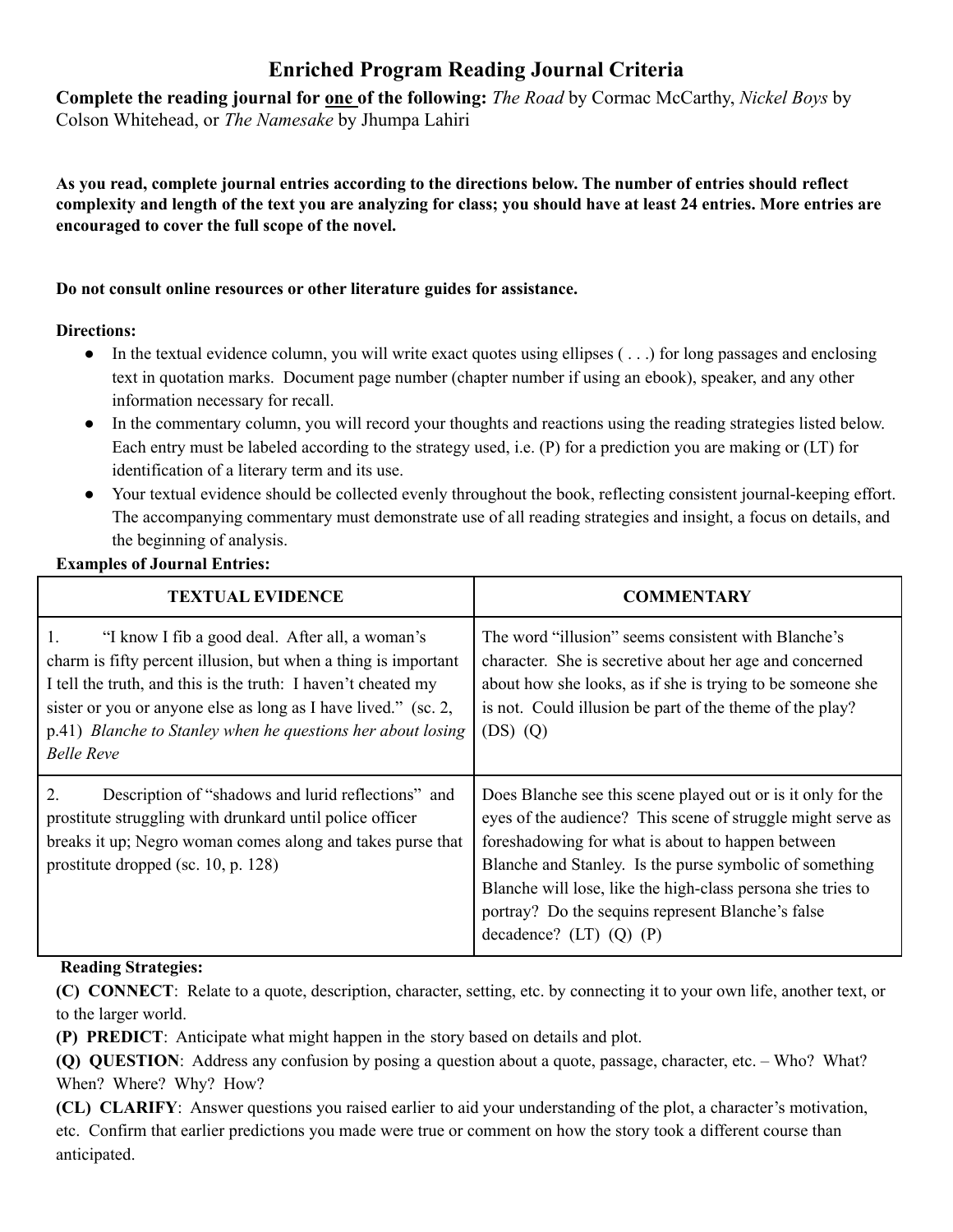# Enriched Program Reading Journal Criteria

**Complete the reading journal for <u>one</u> of the following:** *The Road* by Cormac McCarthy, *Nickel Boys* by Colson Whitehead, or *The Namesake* by Jhumpa Lahiri

**As you read, complete journal entries according to the directions below. The number of entries should reflect complexity and length of the text you are analyzing for class; you should have at least 24 entries. More entries are encouraged to cover the full scope of the novel.**

**Do not consult online resources or other literature guides for assistance.**

**Directions:**

- In the textual evidence column, you will write exact quotes using ellipses ( . . .) for long passages and enclosing text in quotation marks. Document page number (chapter number if using an ebook), speaker, and any other information necessary for recall.
- In the commentary column, you will record your thoughts and reactions using the reading strategies listed below. Each entry must be labeled according to the strategy used, i.e. (P) for a prediction you are making or (LT) for identification of a literary term and its use.
- Your textual evidence should be collected evenly throughout the book, reflecting consistent journal-keeping effort. The accompanying commentary must demonstrate use of all reading strategies and insight, a focus on details, and the beginning of analysis.

**Examples of Journal Entries:**

| TEXTUAL EVIDENCE | COMMENTARY |
|---|---|
| 1. "I know I fib a good deal. After all, a woman's charm is fifty percent illusion, but when a thing is important I tell the truth, and this is the truth: I haven't cheated my sister or you or anyone else as long as I have lived." (sc. 2, p.41) *Blanche to Stanley when he questions her about losing Belle Reve* | The word "illusion" seems consistent with Blanche's character. She is secretive about her age and concerned about how she looks, as if she is trying to be someone she is not. Could illusion be part of the theme of the play? (DS) (Q) |
| 2. Description of "shadows and lurid reflections" and prostitute struggling with drunkard until police officer breaks it up; Negro woman comes along and takes purse that prostitute dropped (sc. 10, p. 128) | Does Blanche see this scene played out or is it only for the eyes of the audience? This scene of struggle might serve as foreshadowing for what is about to happen between Blanche and Stanley. Is the purse symbolic of something Blanche will lose, like the high-class persona she tries to portray? Do the sequins represent Blanche's false decadence? (LT) (Q) (P) |

**Reading Strategies:**

**(C) CONNECT**: Relate to a quote, description, character, setting, etc. by connecting it to your own life, another text, or to the larger world.

**(P) PREDICT**: Anticipate what might happen in the story based on details and plot.

**(Q) QUESTION**: Address any confusion by posing a question about a quote, passage, character, etc. – Who? What? When? Where? Why? How?

**(CL) CLARIFY**: Answer questions you raised earlier to aid your understanding of the plot, a character's motivation, etc. Confirm that earlier predictions you made were true or comment on how the story took a different course than anticipated.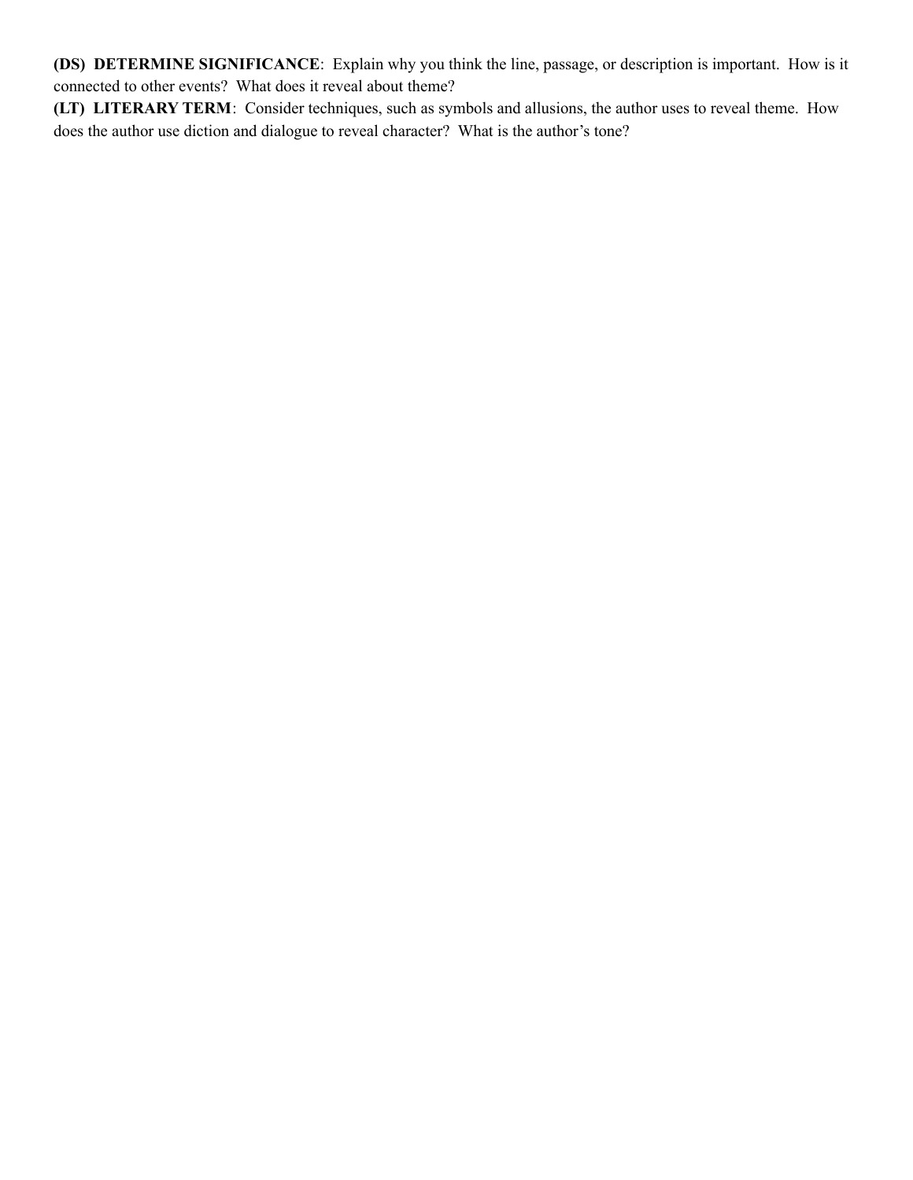**(DS) DETERMINE SIGNIFICANCE**: Explain why you think the line, passage, or description is important. How is it connected to other events? What does it reveal about theme?

**(LT) LITERARY TERM**: Consider techniques, such as symbols and allusions, the author uses to reveal theme. How does the author use diction and dialogue to reveal character? What is the author's tone?